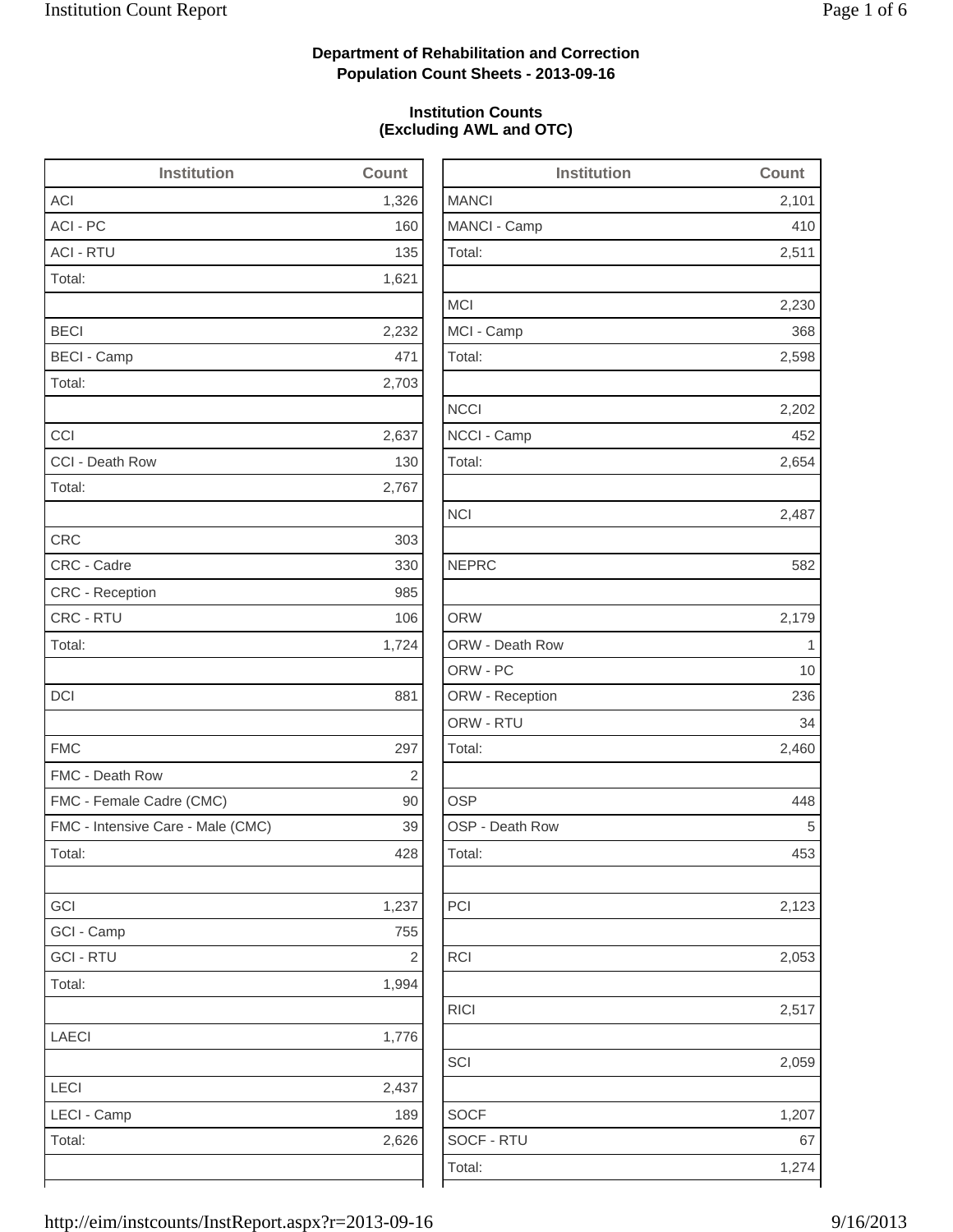**Department of Rehabilitation and Correction**
**Population Count Sheets - 2013-09-16**

**Institution Counts**
**(Excluding AWL and OTC)**

| Institution | Count |
|---|---|
| ACI | 1,326 |
| ACI - PC | 160 |
| ACI - RTU | 135 |
| Total: | 1,621 |
| | |
| BECI | 2,232 |
| BECI - Camp | 471 |
| Total: | 2,703 |
| | |
| CCI | 2,637 |
| CCI - Death Row | 130 |
| Total: | 2,767 |
| | |
| CRC | 303 |
| CRC - Cadre | 330 |
| CRC - Reception | 985 |
| CRC - RTU | 106 |
| Total: | 1,724 |
| | |
| DCI | 881 |
| | |
| FMC | 297 |
| FMC - Death Row | 2 |
| FMC - Female Cadre (CMC) | 90 |
| FMC - Intensive Care - Male (CMC) | 39 |
| Total: | 428 |
| | |
| GCI | 1,237 |
| GCI - Camp | 755 |
| GCI - RTU | 2 |
| Total: | 1,994 |
| | |
| LAECI | 1,776 |
| | |
| LECI | 2,437 |
| LECI - Camp | 189 |
| Total: | 2,626 |

| Institution | Count |
|---|---|
| MANCI | 2,101 |
| MANCI - Camp | 410 |
| Total: | 2,511 |
| | |
| MCI | 2,230 |
| MCI - Camp | 368 |
| Total: | 2,598 |
| | |
| NCCI | 2,202 |
| NCCI - Camp | 452 |
| Total: | 2,654 |
| | |
| NCI | 2,487 |
| | |
| NEPRC | 582 |
| | |
| ORW | 2,179 |
| ORW - Death Row | 1 |
| ORW - PC | 10 |
| ORW - Reception | 236 |
| ORW - RTU | 34 |
| Total: | 2,460 |
| | |
| OSP | 448 |
| OSP - Death Row | 5 |
| Total: | 453 |
| | |
| PCI | 2,123 |
| | |
| RCI | 2,053 |
| | |
| RICI | 2,517 |
| | |
| SCI | 2,059 |
| | |
| SOCF | 1,207 |
| SOCF - RTU | 67 |
| Total: | 1,274 |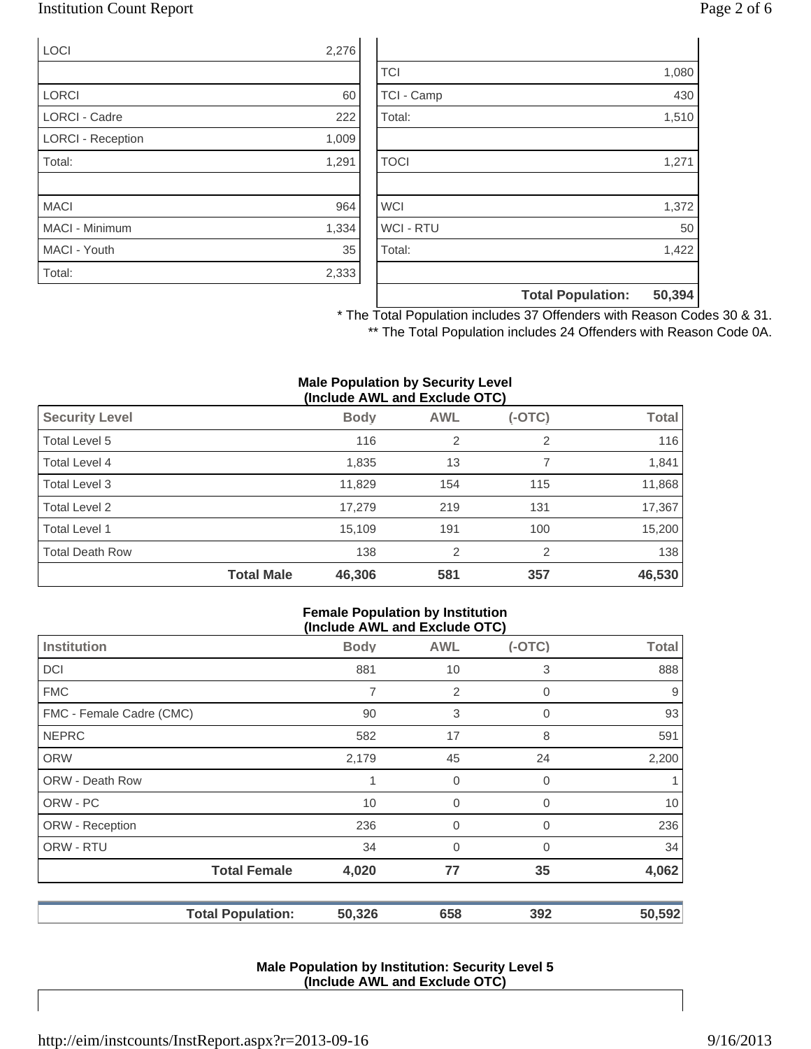| | |
|---|---|
| LOCI | 2,276 |
| | |
| LORCI | 60 |
| LORCI - Cadre | 222 |
| LORCI - Reception | 1,009 |
| Total: | 1,291 |
| | |
| MACI | 964 |
| MACI - Minimum | 1,334 |
| MACI - Youth | 35 |
| Total: | 2,333 |

| | |
|---|---|
| | |
| TCI | 1,080 |
| TCI - Camp | 430 |
| Total: | 1,510 |
| | |
| TOCI | 1,271 |
| | |
| WCI | 1,372 |
| WCI - RTU | 50 |
| Total: | 1,422 |
| | |
| **Total Population:** | **50,394** |

\* The Total Population includes 37 Offenders with Reason Codes 30 & 31.

\*\* The Total Population includes 24 Offenders with Reason Code 0A.

**Male Population by Security Level (Include AWL and Exclude OTC)**

| Security Level | | Body | AWL | (-OTC) | Total |
|---|---|---|---|---|---|
| Total Level 5 | | 116 | 2 | 2 | 116 |
| Total Level 4 | | 1,835 | 13 | 7 | 1,841 |
| Total Level 3 | | 11,829 | 154 | 115 | 11,868 |
| Total Level 2 | | 17,279 | 219 | 131 | 17,367 |
| Total Level 1 | | 15,109 | 191 | 100 | 15,200 |
| Total Death Row | | 138 | 2 | 2 | 138 |
| | **Total Male** | **46,306** | **581** | **357** | **46,530** |

**Female Population by Institution (Include AWL and Exclude OTC)**

| Institution | | Body | AWL | (-OTC) | Total |
|---|---|---|---|---|---|
| DCI | | 881 | 10 | 3 | 888 |
| FMC | | 7 | 2 | 0 | 9 |
| FMC - Female Cadre (CMC) | | 90 | 3 | 0 | 93 |
| NEPRC | | 582 | 17 | 8 | 591 |
| ORW | | 2,179 | 45 | 24 | 2,200 |
| ORW - Death Row | | 1 | 0 | 0 | 1 |
| ORW - PC | | 10 | 0 | 0 | 10 |
| ORW - Reception | | 236 | 0 | 0 | 236 |
| ORW - RTU | | 34 | 0 | 0 | 34 |
| | **Total Female** | **4,020** | **77** | **35** | **4,062** |
| | **Total Population:** | **50,326** | **658** | **392** | **50,592** |

**Male Population by Institution: Security Level 5 (Include AWL and Exclude OTC)**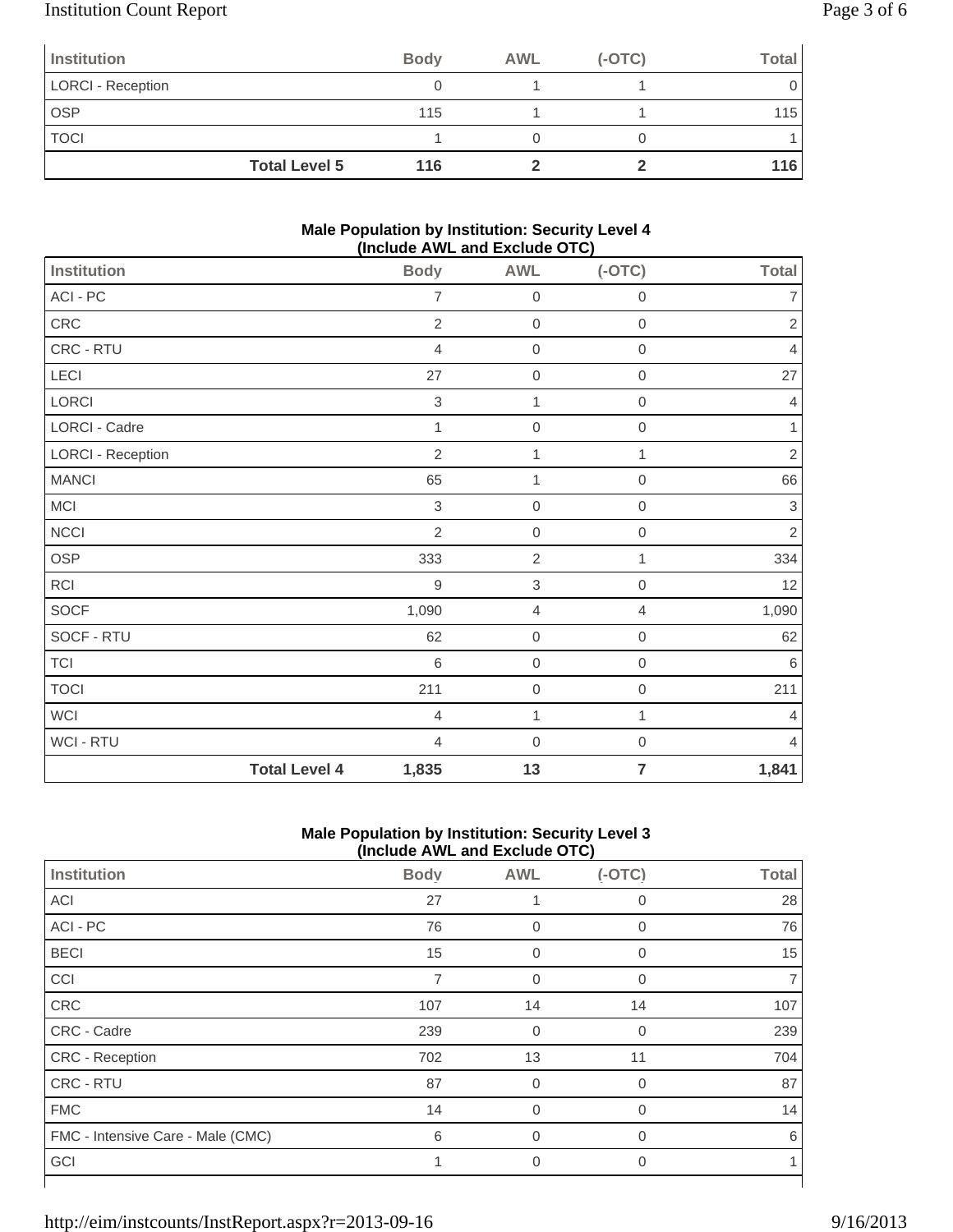| Institution | Body | AWL | (-OTC) | Total |
|---|---|---|---|---|
| LORCI - Reception | 0 | 1 | 1 | 0 |
| OSP | 115 | 1 | 1 | 115 |
| TOCI | 1 | 0 | 0 | 1 |
| **Total Level 5** | **116** | **2** | **2** | **116** |

### Male Population by Institution: Security Level 4 (Include AWL and Exclude OTC)

| Institution | Body | AWL | (-OTC) | Total |
|---|---|---|---|---|
| ACI - PC | 7 | 0 | 0 | 7 |
| CRC | 2 | 0 | 0 | 2 |
| CRC - RTU | 4 | 0 | 0 | 4 |
| LECI | 27 | 0 | 0 | 27 |
| LORCI | 3 | 1 | 0 | 4 |
| LORCI - Cadre | 1 | 0 | 0 | 1 |
| LORCI - Reception | 2 | 1 | 1 | 2 |
| MANCI | 65 | 1 | 0 | 66 |
| MCI | 3 | 0 | 0 | 3 |
| NCCI | 2 | 0 | 0 | 2 |
| OSP | 333 | 2 | 1 | 334 |
| RCI | 9 | 3 | 0 | 12 |
| SOCF | 1,090 | 4 | 4 | 1,090 |
| SOCF - RTU | 62 | 0 | 0 | 62 |
| TCI | 6 | 0 | 0 | 6 |
| TOCI | 211 | 0 | 0 | 211 |
| WCI | 4 | 1 | 1 | 4 |
| WCI - RTU | 4 | 0 | 0 | 4 |
| **Total Level 4** | **1,835** | **13** | **7** | **1,841** |

### Male Population by Institution: Security Level 3 (Include AWL and Exclude OTC)

| Institution | Body | AWL | (-OTC) | Total |
|---|---|---|---|---|
| ACI | 27 | 1 | 0 | 28 |
| ACI - PC | 76 | 0 | 0 | 76 |
| BECI | 15 | 0 | 0 | 15 |
| CCI | 7 | 0 | 0 | 7 |
| CRC | 107 | 14 | 14 | 107 |
| CRC - Cadre | 239 | 0 | 0 | 239 |
| CRC - Reception | 702 | 13 | 11 | 704 |
| CRC - RTU | 87 | 0 | 0 | 87 |
| FMC | 14 | 0 | 0 | 14 |
| FMC - Intensive Care - Male (CMC) | 6 | 0 | 0 | 6 |
| GCI | 1 | 0 | 0 | 1 |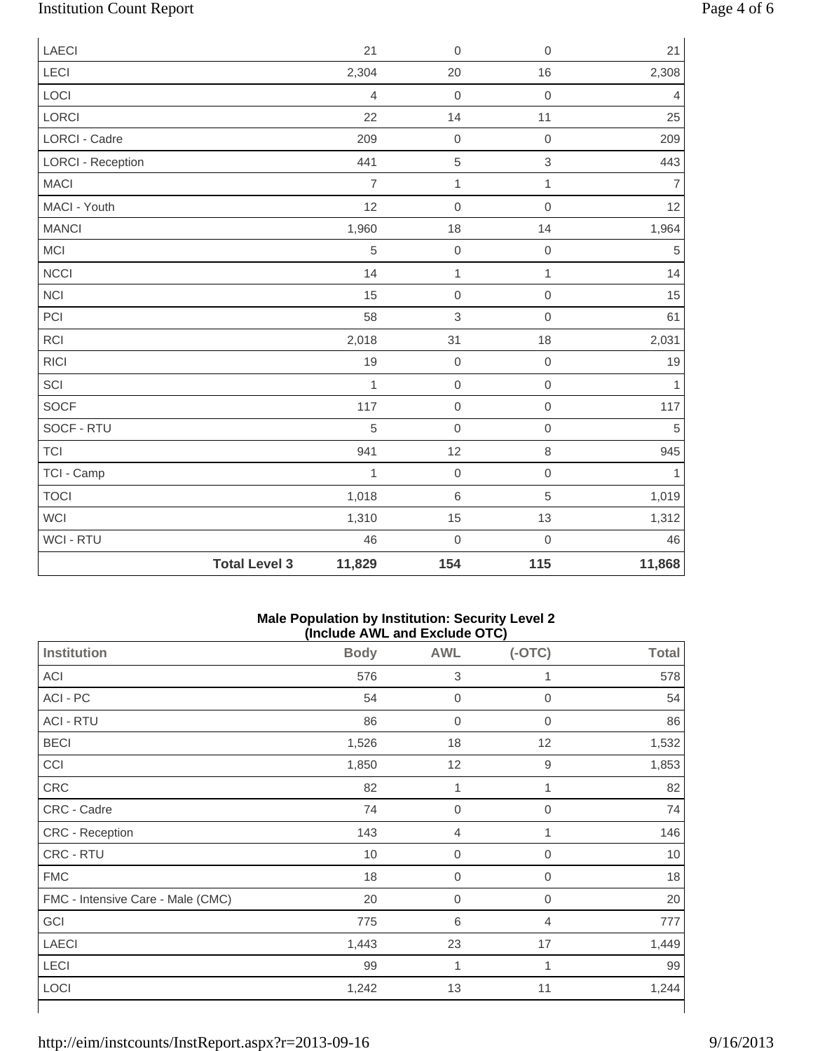| | | | | |
|---|---|---|---|---|
| LAECI | 21 | 0 | 0 | 21 |
| LECI | 2,304 | 20 | 16 | 2,308 |
| LOCI | 4 | 0 | 0 | 4 |
| LORCI | 22 | 14 | 11 | 25 |
| LORCI - Cadre | 209 | 0 | 0 | 209 |
| LORCI - Reception | 441 | 5 | 3 | 443 |
| MACI | 7 | 1 | 1 | 7 |
| MACI - Youth | 12 | 0 | 0 | 12 |
| MANCI | 1,960 | 18 | 14 | 1,964 |
| MCI | 5 | 0 | 0 | 5 |
| NCCI | 14 | 1 | 1 | 14 |
| NCI | 15 | 0 | 0 | 15 |
| PCI | 58 | 3 | 0 | 61 |
| RCI | 2,018 | 31 | 18 | 2,031 |
| RICI | 19 | 0 | 0 | 19 |
| SCI | 1 | 0 | 0 | 1 |
| SOCF | 117 | 0 | 0 | 117 |
| SOCF - RTU | 5 | 0 | 0 | 5 |
| TCI | 941 | 12 | 8 | 945 |
| TCI - Camp | 1 | 0 | 0 | 1 |
| TOCI | 1,018 | 6 | 5 | 1,019 |
| WCI | 1,310 | 15 | 13 | 1,312 |
| WCI - RTU | 46 | 0 | 0 | 46 |
| **Total Level 3** | **11,829** | **154** | **115** | **11,868** |

**Male Population by Institution: Security Level 2**
**(Include AWL and Exclude OTC)**

| Institution | Body | AWL | (-OTC) | Total |
|---|---|---|---|---|
| ACI | 576 | 3 | 1 | 578 |
| ACI - PC | 54 | 0 | 0 | 54 |
| ACI - RTU | 86 | 0 | 0 | 86 |
| BECI | 1,526 | 18 | 12 | 1,532 |
| CCI | 1,850 | 12 | 9 | 1,853 |
| CRC | 82 | 1 | 1 | 82 |
| CRC - Cadre | 74 | 0 | 0 | 74 |
| CRC - Reception | 143 | 4 | 1 | 146 |
| CRC - RTU | 10 | 0 | 0 | 10 |
| FMC | 18 | 0 | 0 | 18 |
| FMC - Intensive Care - Male (CMC) | 20 | 0 | 0 | 20 |
| GCI | 775 | 6 | 4 | 777 |
| LAECI | 1,443 | 23 | 17 | 1,449 |
| LECI | 99 | 1 | 1 | 99 |
| LOCI | 1,242 | 13 | 11 | 1,244 |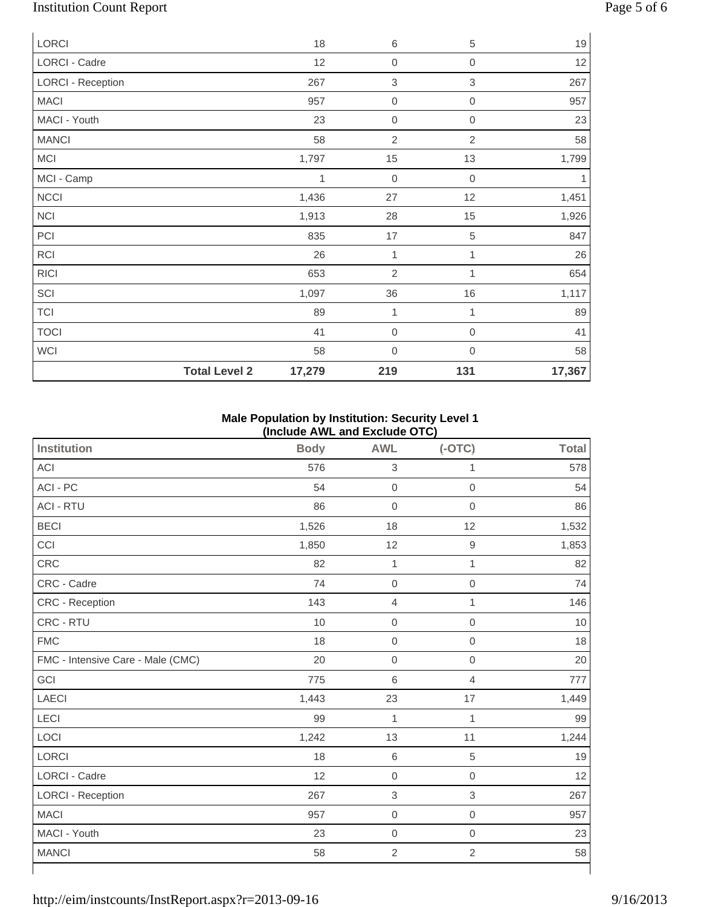| | | | | |
|---|---|---|---|---|
| LORCI | 18 | 6 | 5 | 19 |
| LORCI - Cadre | 12 | 0 | 0 | 12 |
| LORCI - Reception | 267 | 3 | 3 | 267 |
| MACI | 957 | 0 | 0 | 957 |
| MACI - Youth | 23 | 0 | 0 | 23 |
| MANCI | 58 | 2 | 2 | 58 |
| MCI | 1,797 | 15 | 13 | 1,799 |
| MCI - Camp | 1 | 0 | 0 | 1 |
| NCCI | 1,436 | 27 | 12 | 1,451 |
| NCI | 1,913 | 28 | 15 | 1,926 |
| PCI | 835 | 17 | 5 | 847 |
| RCI | 26 | 1 | 1 | 26 |
| RICI | 653 | 2 | 1 | 654 |
| SCI | 1,097 | 36 | 16 | 1,117 |
| TCI | 89 | 1 | 1 | 89 |
| TOCI | 41 | 0 | 0 | 41 |
| WCI | 58 | 0 | 0 | 58 |
| **Total Level 2** | **17,279** | **219** | **131** | **17,367** |

**Male Population by Institution: Security Level 1 (Include AWL and Exclude OTC)**

| Institution | Body | AWL | (-OTC) | Total |
|---|---|---|---|---|
| ACI | 576 | 3 | 1 | 578 |
| ACI - PC | 54 | 0 | 0 | 54 |
| ACI - RTU | 86 | 0 | 0 | 86 |
| BECI | 1,526 | 18 | 12 | 1,532 |
| CCI | 1,850 | 12 | 9 | 1,853 |
| CRC | 82 | 1 | 1 | 82 |
| CRC - Cadre | 74 | 0 | 0 | 74 |
| CRC - Reception | 143 | 4 | 1 | 146 |
| CRC - RTU | 10 | 0 | 0 | 10 |
| FMC | 18 | 0 | 0 | 18 |
| FMC - Intensive Care - Male (CMC) | 20 | 0 | 0 | 20 |
| GCI | 775 | 6 | 4 | 777 |
| LAECI | 1,443 | 23 | 17 | 1,449 |
| LECI | 99 | 1 | 1 | 99 |
| LOCI | 1,242 | 13 | 11 | 1,244 |
| LORCI | 18 | 6 | 5 | 19 |
| LORCI - Cadre | 12 | 0 | 0 | 12 |
| LORCI - Reception | 267 | 3 | 3 | 267 |
| MACI | 957 | 0 | 0 | 957 |
| MACI - Youth | 23 | 0 | 0 | 23 |
| MANCI | 58 | 2 | 2 | 58 |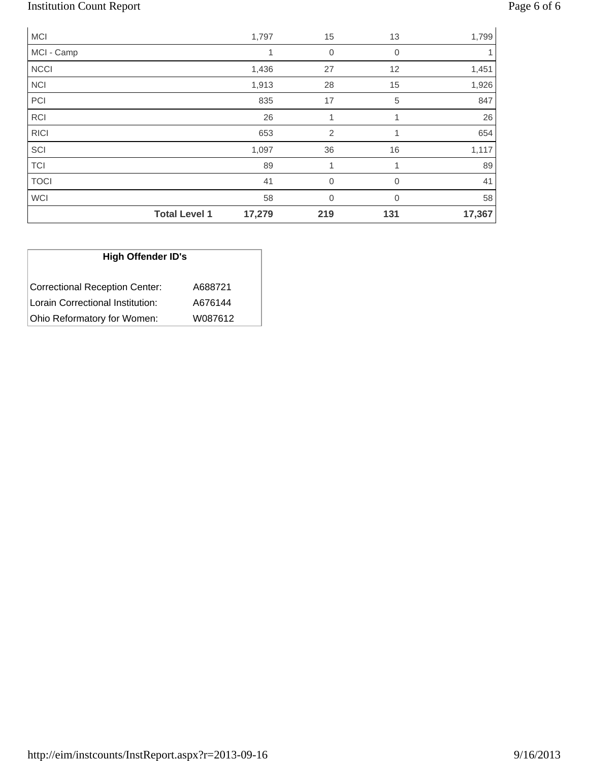| | | | | |
|---|---|---|---|---|
| MCI | 1,797 | 15 | 13 | 1,799 |
| MCI - Camp | 1 | 0 | 0 | 1 |
| NCCI | 1,436 | 27 | 12 | 1,451 |
| NCI | 1,913 | 28 | 15 | 1,926 |
| PCI | 835 | 17 | 5 | 847 |
| RCI | 26 | 1 | 1 | 26 |
| RICI | 653 | 2 | 1 | 654 |
| SCI | 1,097 | 36 | 16 | 1,117 |
| TCI | 89 | 1 | 1 | 89 |
| TOCI | 41 | 0 | 0 | 41 |
| WCI | 58 | 0 | 0 | 58 |
| **Total Level 1** | **17,279** | **219** | **131** | **17,367** |

| High Offender ID's | |
|---|---|
| Correctional Reception Center: | A688721 |
| Lorain Correctional Institution: | A676144 |
| Ohio Reformatory for Women: | W087612 |